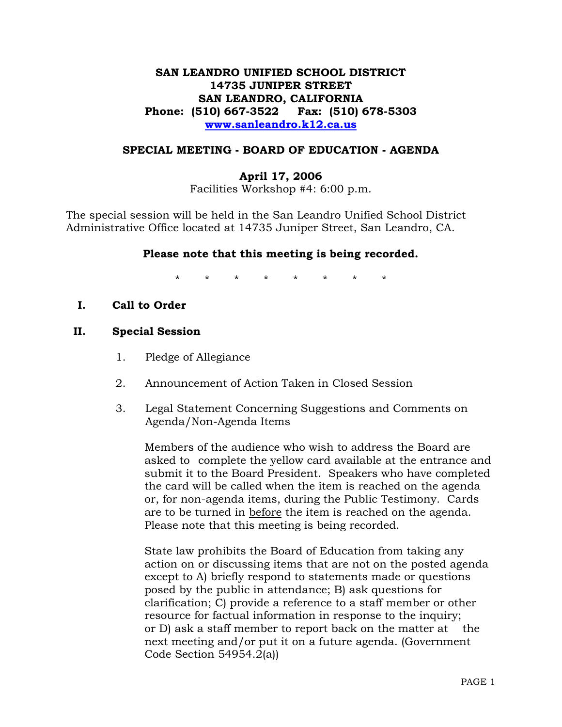**SAN LEANDRO UNIFIED SCHOOL DISTRICT**
**14735 JUNIPER STREET**
**SAN LEANDRO, CALIFORNIA**
**Phone: (510) 667-3522 Fax: (510) 678-5303**
**www.sanleandro.k12.ca.us**

**SPECIAL MEETING - BOARD OF EDUCATION - AGENDA**

**April 17, 2006**
Facilities Workshop #4: 6:00 p.m.

The special session will be held in the San Leandro Unified School District Administrative Office located at 14735 Juniper Street, San Leandro, CA.

**Please note that this meeting is being recorded.**

\* \* \* \* \* \* \* \*

**I. Call to Order**

**II. Special Session**

1. Pledge of Allegiance

2. Announcement of Action Taken in Closed Session

3. Legal Statement Concerning Suggestions and Comments on Agenda/Non-Agenda Items

   Members of the audience who wish to address the Board are asked to complete the yellow card available at the entrance and submit it to the Board President. Speakers who have completed the card will be called when the item is reached on the agenda or, for non-agenda items, during the Public Testimony. Cards are to be turned in <u>before</u> the item is reached on the agenda. Please note that this meeting is being recorded.

   State law prohibits the Board of Education from taking any action on or discussing items that are not on the posted agenda except to A) briefly respond to statements made or questions posed by the public in attendance; B) ask questions for clarification; C) provide a reference to a staff member or other resource for factual information in response to the inquiry; or D) ask a staff member to report back on the matter at the next meeting and/or put it on a future agenda. (Government Code Section 54954.2(a))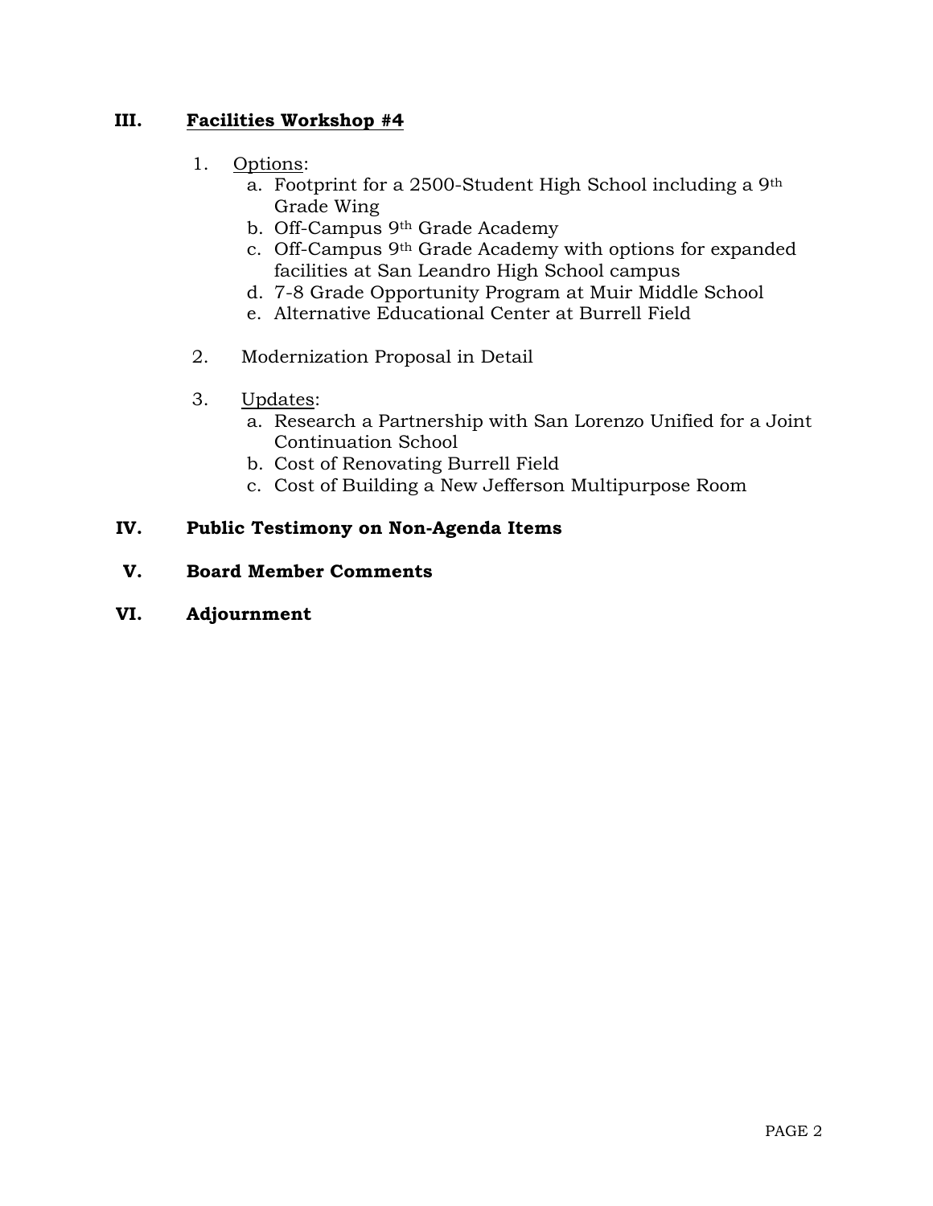## III. <u>Facilities Workshop #4</u>

1. <u>Options</u>:
   a. Footprint for a 2500-Student High School including a 9th Grade Wing
   b. Off-Campus 9th Grade Academy
   c. Off-Campus 9th Grade Academy with options for expanded facilities at San Leandro High School campus
   d. 7-8 Grade Opportunity Program at Muir Middle School
   e. Alternative Educational Center at Burrell Field

2. Modernization Proposal in Detail

3. <u>Updates</u>:
   a. Research a Partnership with San Lorenzo Unified for a Joint Continuation School
   b. Cost of Renovating Burrell Field
   c. Cost of Building a New Jefferson Multipurpose Room

## IV. Public Testimony on Non-Agenda Items

## V. Board Member Comments

## VI. Adjournment